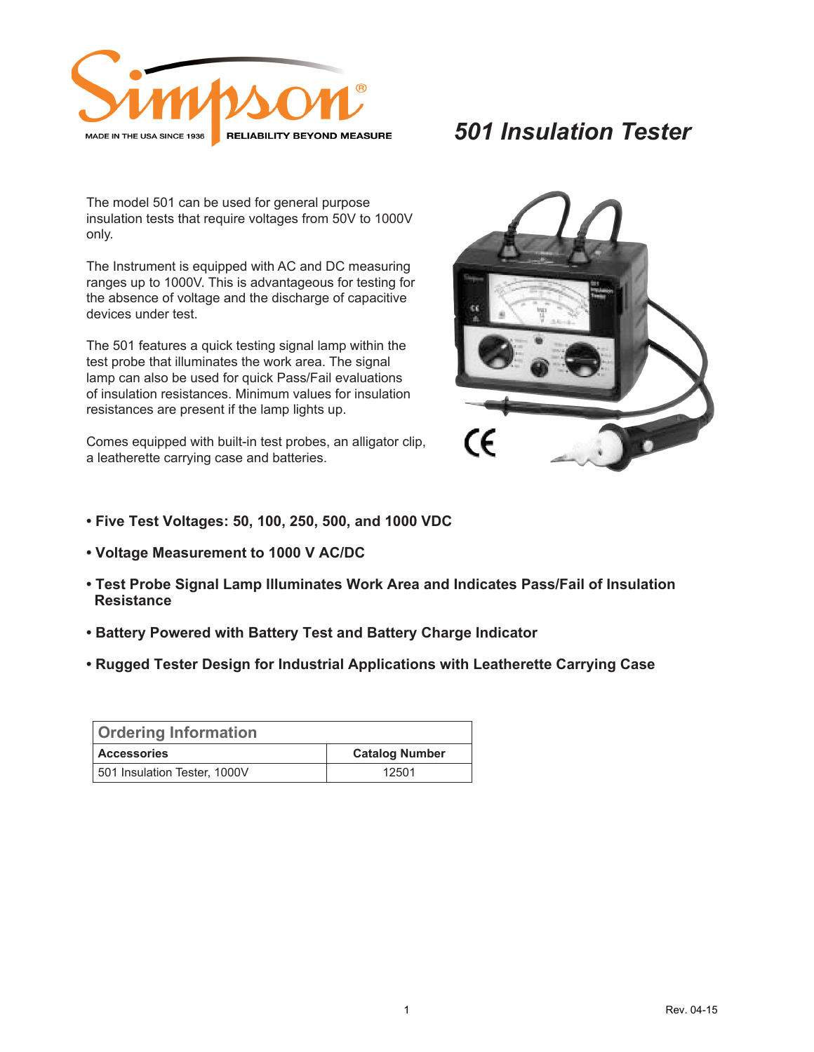Simpson®

MADE IN THE USA SINCE 1936 RELIABILITY BEYOND MEASURE

# *501 Insulation Tester*

The model 501 can be used for general purpose insulation tests that require voltages from 50V to 1000V only.

The Instrument is equipped with AC and DC measuring ranges up to 1000V. This is advantageous for testing for the absence of voltage and the discharge of capacitive devices under test.

The 501 features a quick testing signal lamp within the test probe that illuminates the work area. The signal lamp can also be used for quick Pass/Fail evaluations of insulation resistances. Minimum values for insulation resistances are present if the lamp lights up.

Comes equipped with built-in test probes, an alligator clip, a leatherette carrying case and batteries.

- **Five Test Voltages: 50, 100, 250, 500, and 1000 VDC**
- **Voltage Measurement to 1000 V AC/DC**
- **Test Probe Signal Lamp Illuminates Work Area and Indicates Pass/Fail of Insulation Resistance**
- **Battery Powered with Battery Test and Battery Charge Indicator**
- **Rugged Tester Design for Industrial Applications with Leatherette Carrying Case**

| Ordering Information | |
|---|---|
| **Accessories** | **Catalog Number** |
| 501 Insulation Tester, 1000V | 12501 |

Rev. 04-15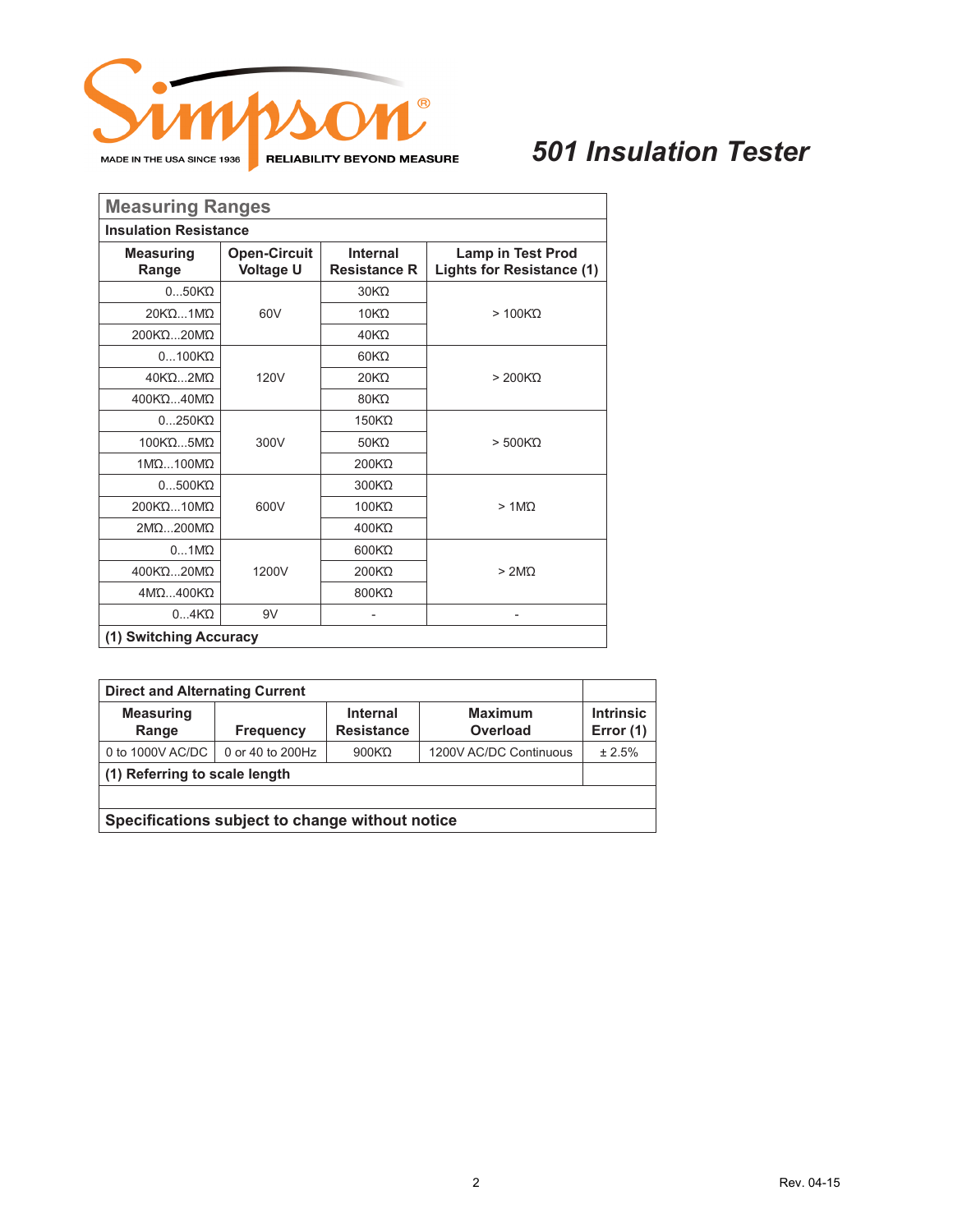Simpson®

MADE IN THE USA SINCE 1936 RELIABILITY BEYOND MEASURE

# 501 Insulation Tester

## Measuring Ranges

### Insulation Resistance

| Measuring Range | Open-Circuit Voltage U | Internal Resistance R | Lamp in Test Prod Lights for Resistance (1) |
|---|---|---|---|
| 0...50KΩ | 60V | 30KΩ | > 100KΩ |
| 20KΩ...1MΩ | | 10KΩ | |
| 200KΩ...20MΩ | | 40KΩ | |
| 0...100KΩ | 120V | 60KΩ | > 200KΩ |
| 40KΩ...2MΩ | | 20KΩ | |
| 400KΩ...40MΩ | | 80KΩ | |
| 0...250KΩ | 300V | 150KΩ | > 500KΩ |
| 100KΩ...5MΩ | | 50KΩ | |
| 1MΩ...100MΩ | | 200KΩ | |
| 0...500KΩ | 600V | 300KΩ | > 1MΩ |
| 200KΩ...10MΩ | | 100KΩ | |
| 2MΩ...200MΩ | | 400KΩ | |
| 0...1MΩ | 1200V | 600KΩ | > 2MΩ |
| 400KΩ...20MΩ | | 200KΩ | |
| 4MΩ...400KΩ | | 800KΩ | |
| 0...4KΩ | 9V | - | - |

**(1) Switching Accuracy**

### Direct and Alternating Current

| Measuring Range | Frequency | Internal Resistance | Maximum Overload | Intrinsic Error (1) |
|---|---|---|---|---|
| 0 to 1000V AC/DC | 0 or 40 to 200Hz | 900KΩ | 1200V AC/DC Continuous | ± 2.5% |

**(1) Referring to scale length**

**Specifications subject to change without notice**

Rev. 04-15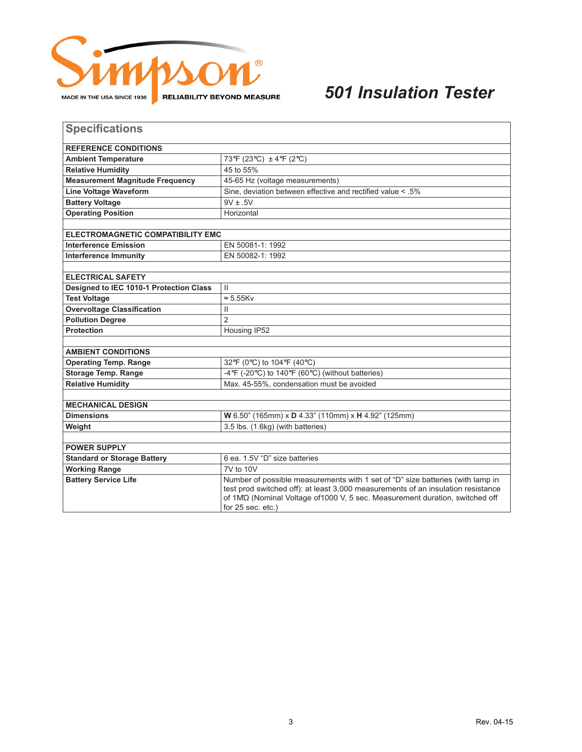# 501 Insulation Tester

## Specifications

| REFERENCE CONDITIONS | |
|---|---|
| **Ambient Temperature** | 73℉ (23℃) ± 4℉ (2℃) |
| **Relative Humidity** | 45 to 55% |
| **Measurement Magnitude Frequency** | 45-65 Hz (voltage measurements) |
| **Line Voltage Waveform** | Sine, deviation between effective and rectified value < .5% |
| **Battery Voltage** | 9V ± .5V |
| **Operating Position** | Horizontal |
| | |
| **ELECTROMAGNETIC COMPATIBILITY EMC** | |
| **Interference Emission** | EN 50081-1: 1992 |
| **Interference Immunity** | EN 50082-1: 1992 |
| | |
| **ELECTRICAL SAFETY** | |
| **Designed to IEC 1010-1 Protection Class** | II |
| **Test Voltage** | ≈ 5.55Kv |
| **Overvoltage Classification** | II |
| **Pollution Degree** | 2 |
| **Protection** | Housing IP52 |
| | |
| **AMBIENT CONDITIONS** | |
| **Operating Temp. Range** | 32℉ (0℃) to 104℉ (40℃) |
| **Storage Temp. Range** | -4℉ (-20℃) to 140℉ (60℃) (without batteries) |
| **Relative Humidity** | Max. 45-55%, condensation must be avoided |
| | |
| **MECHANICAL DESIGN** | |
| **Dimensions** | **W** 6.50" (165mm) x **D** 4.33" (110mm) x **H** 4.92" (125mm) |
| **Weight** | 3.5 lbs. (1.6kg) (with batteries) |
| | |
| **POWER SUPPLY** | |
| **Standard or Storage Battery** | 6 ea. 1.5V "D" size batteries |
| **Working Range** | 7V to 10V |
| **Battery Service Life** | Number of possible measurements with 1 set of "D" size batteries (with lamp in test prod switched off): at least 3,000 measurements of an insulation resistance of 1MΩ (Nominal Voltage of1000 V, 5 sec. Measurement duration, switched off for 25 sec. etc.) |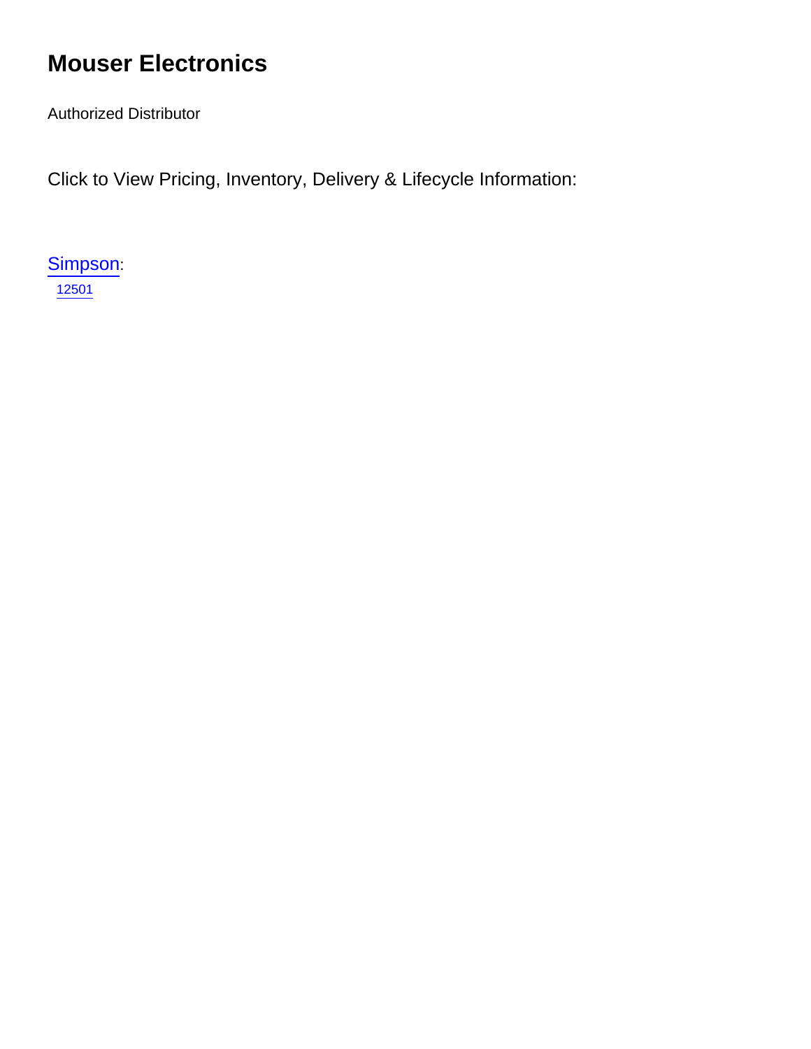# Mouser Electronics

Authorized Distributor

Click to View Pricing, Inventory, Delivery & Lifecycle Information:

Simpson:

12501